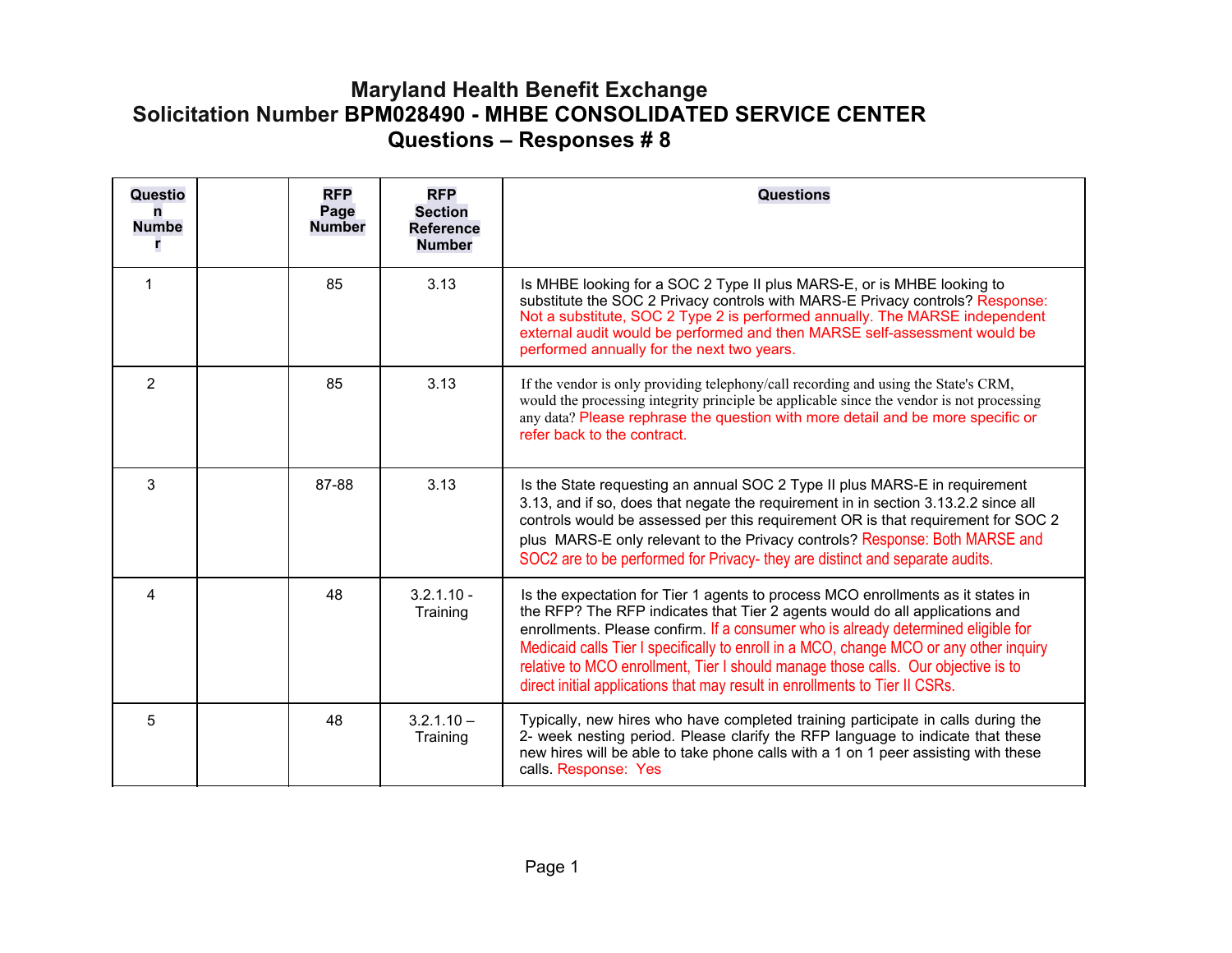# Maryland Health Benefit Exchange
# Solicitation Number BPM028490 - MHBE CONSOLIDATED SERVICE CENTER
# Questions – Responses # 8

| Question Number | | RFP Page Number | RFP Section Reference Number | Questions |
|---|---|---|---|---|
| 1 | | 85 | 3.13 | Is MHBE looking for a SOC 2 Type II plus MARS-E, or is MHBE looking to substitute the SOC 2 Privacy controls with MARS-E Privacy controls? Response: Not a substitute, SOC 2 Type 2 is performed annually. The MARSE independent external audit would be performed and then MARSE self-assessment would be performed annually for the next two years. |
| 2 | | 85 | 3.13 | If the vendor is only providing telephony/call recording and using the State's CRM, would the processing integrity principle be applicable since the vendor is not processing any data? Please rephrase the question with more detail and be more specific or refer back to the contract. |
| 3 | | 87-88 | 3.13 | Is the State requesting an annual SOC 2 Type II plus MARS-E in requirement 3.13, and if so, does that negate the requirement in in section 3.13.2.2 since all controls would be assessed per this requirement OR is that requirement for SOC 2 plus MARS-E only relevant to the Privacy controls? Response: Both MARSE and SOC2 are to be performed for Privacy- they are distinct and separate audits. |
| 4 | | 48 | 3.2.1.10 - Training | Is the expectation for Tier 1 agents to process MCO enrollments as it states in the RFP? The RFP indicates that Tier 2 agents would do all applications and enrollments. Please confirm. If a consumer who is already determined eligible for Medicaid calls Tier I specifically to enroll in a MCO, change MCO or any other inquiry relative to MCO enrollment, Tier I should manage those calls. Our objective is to direct initial applications that may result in enrollments to Tier II CSRs. |
| 5 | | 48 | 3.2.1.10 – Training | Typically, new hires who have completed training participate in calls during the 2- week nesting period. Please clarify the RFP language to indicate that these new hires will be able to take phone calls with a 1 on 1 peer assisting with these calls. Response: Yes |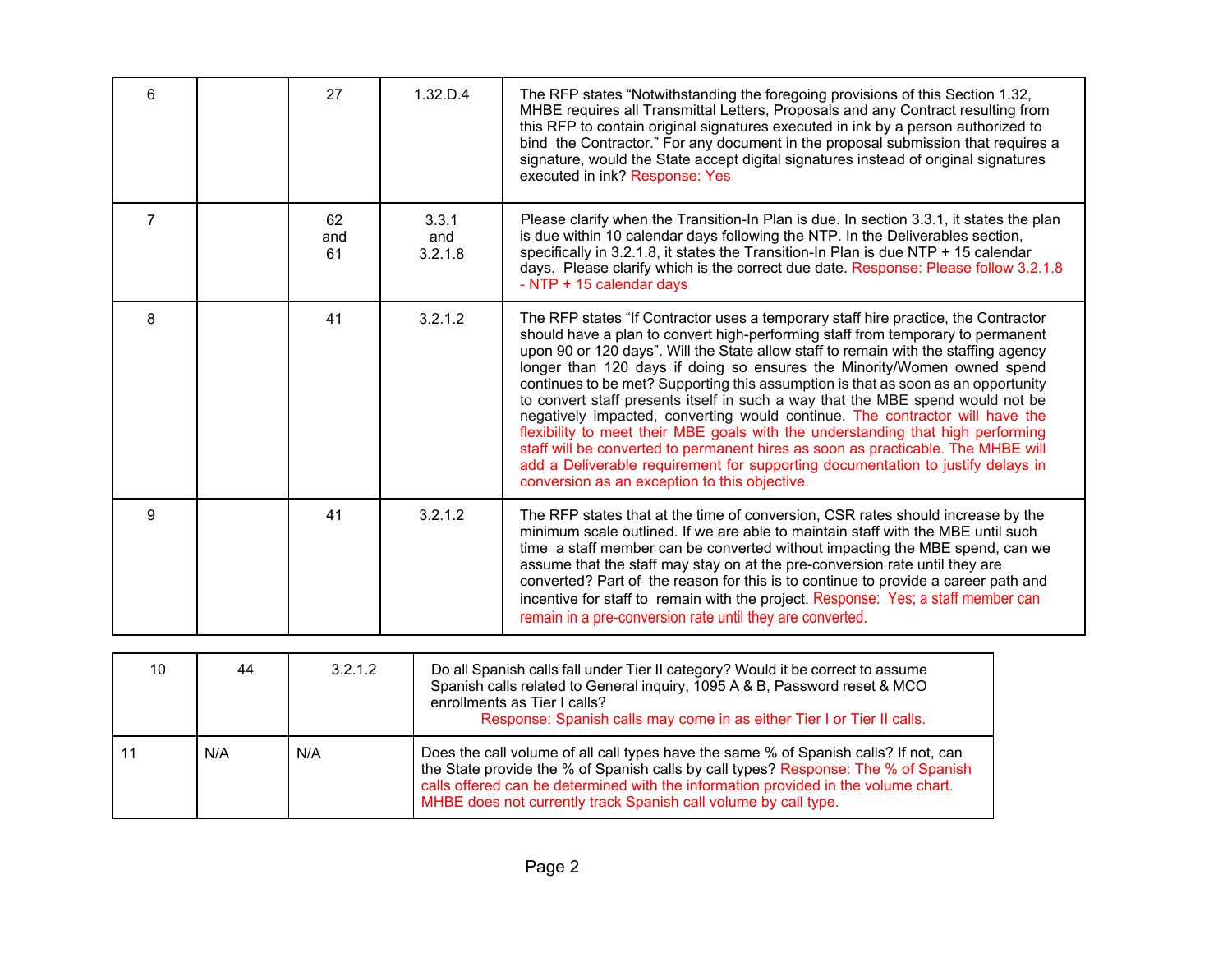| | | | | |
|---|---|---|---|---|
| 6 | | 27 | 1.32.D.4 | The RFP states "Notwithstanding the foregoing provisions of this Section 1.32, MHBE requires all Transmittal Letters, Proposals and any Contract resulting from this RFP to contain original signatures executed in ink by a person authorized to bind the Contractor." For any document in the proposal submission that requires a signature, would the State accept digital signatures instead of original signatures executed in ink? Response: Yes |
| 7 | | 62 and 61 | 3.3.1 and 3.2.1.8 | Please clarify when the Transition-In Plan is due. In section 3.3.1, it states the plan is due within 10 calendar days following the NTP. In the Deliverables section, specifically in 3.2.1.8, it states the Transition-In Plan is due NTP + 15 calendar days. Please clarify which is the correct due date. Response: Please follow 3.2.1.8 - NTP + 15 calendar days |
| 8 | | 41 | 3.2.1.2 | The RFP states "If Contractor uses a temporary staff hire practice, the Contractor should have a plan to convert high-performing staff from temporary to permanent upon 90 or 120 days". Will the State allow staff to remain with the staffing agency longer than 120 days if doing so ensures the Minority/Women owned spend continues to be met? Supporting this assumption is that as soon as an opportunity to convert staff presents itself in such a way that the MBE spend would not be negatively impacted, converting would continue. The contractor will have the flexibility to meet their MBE goals with the understanding that high performing staff will be converted to permanent hires as soon as practicable. The MHBE will add a Deliverable requirement for supporting documentation to justify delays in conversion as an exception to this objective. |
| 9 | | 41 | 3.2.1.2 | The RFP states that at the time of conversion, CSR rates should increase by the minimum scale outlined. If we are able to maintain staff with the MBE until such time a staff member can be converted without impacting the MBE spend, can we assume that the staff may stay on at the pre-conversion rate until they are converted? Part of the reason for this is to continue to provide a career path and incentive for staff to remain with the project. Response: Yes; a staff member can remain in a pre-conversion rate until they are converted. |

| | | | |
|---|---|---|---|
| 10 | 44 | 3.2.1.2 | Do all Spanish calls fall under Tier II category? Would it be correct to assume Spanish calls related to General inquiry, 1095 A & B, Password reset & MCO enrollments as Tier I calls? Response: Spanish calls may come in as either Tier I or Tier II calls. |
| 11 | N/A | N/A | Does the call volume of all call types have the same % of Spanish calls? If not, can the State provide the % of Spanish calls by call types? Response: The % of Spanish calls offered can be determined with the information provided in the volume chart. MHBE does not currently track Spanish call volume by call type. |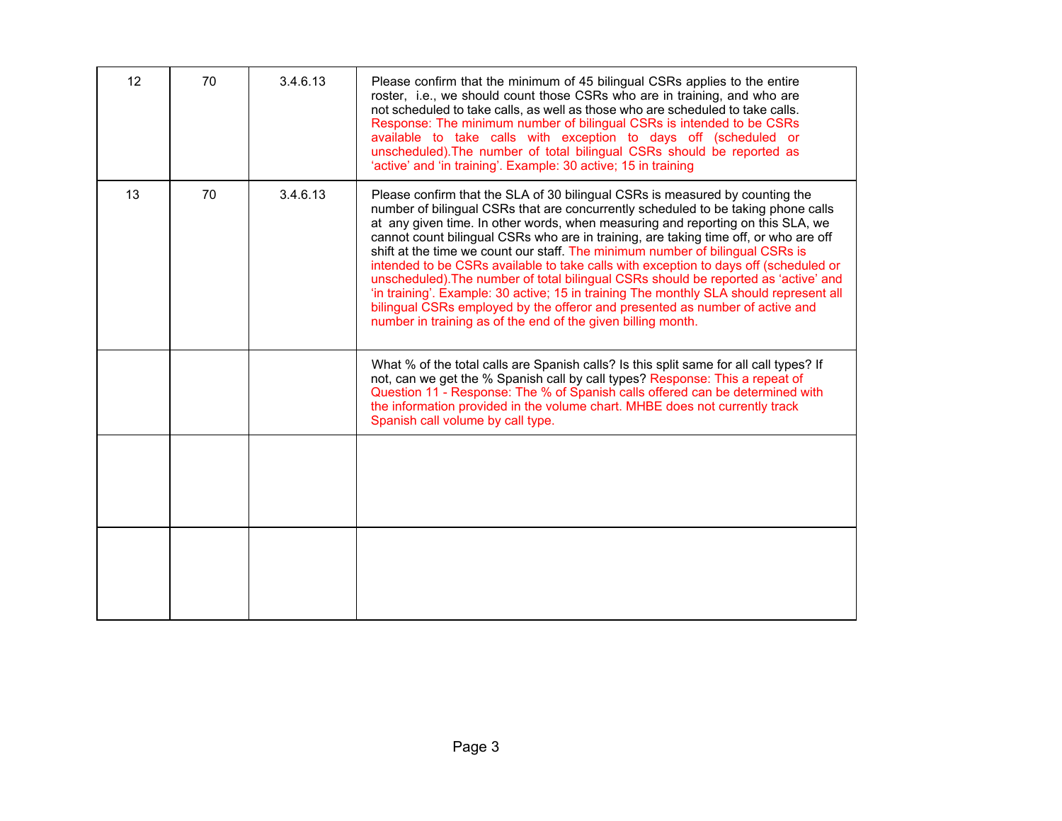| | | | |
|---|---|---|---|
| 12 | 70 | 3.4.6.13 | Please confirm that the minimum of 45 bilingual CSRs applies to the entire roster, i.e., we should count those CSRs who are in training, and who are not scheduled to take calls, as well as those who are scheduled to take calls. Response: The minimum number of bilingual CSRs is intended to be CSRs available to take calls with exception to days off (scheduled or unscheduled).The number of total bilingual CSRs should be reported as 'active' and 'in training'. Example: 30 active; 15 in training |
| 13 | 70 | 3.4.6.13 | Please confirm that the SLA of 30 bilingual CSRs is measured by counting the number of bilingual CSRs that are concurrently scheduled to be taking phone calls at any given time. In other words, when measuring and reporting on this SLA, we cannot count bilingual CSRs who are in training, are taking time off, or who are off shift at the time we count our staff. The minimum number of bilingual CSRs is intended to be CSRs available to take calls with exception to days off (scheduled or unscheduled).The number of total bilingual CSRs should be reported as 'active' and 'in training'. Example: 30 active; 15 in training The monthly SLA should represent all bilingual CSRs employed by the offeror and presented as number of active and number in training as of the end of the given billing month. |
| | | | What % of the total calls are Spanish calls? Is this split same for all call types? If not, can we get the % Spanish call by call types? Response: This a repeat of Question 11 - Response: The % of Spanish calls offered can be determined with the information provided in the volume chart. MHBE does not currently track Spanish call volume by call type. |
| | | | |
| | | | |